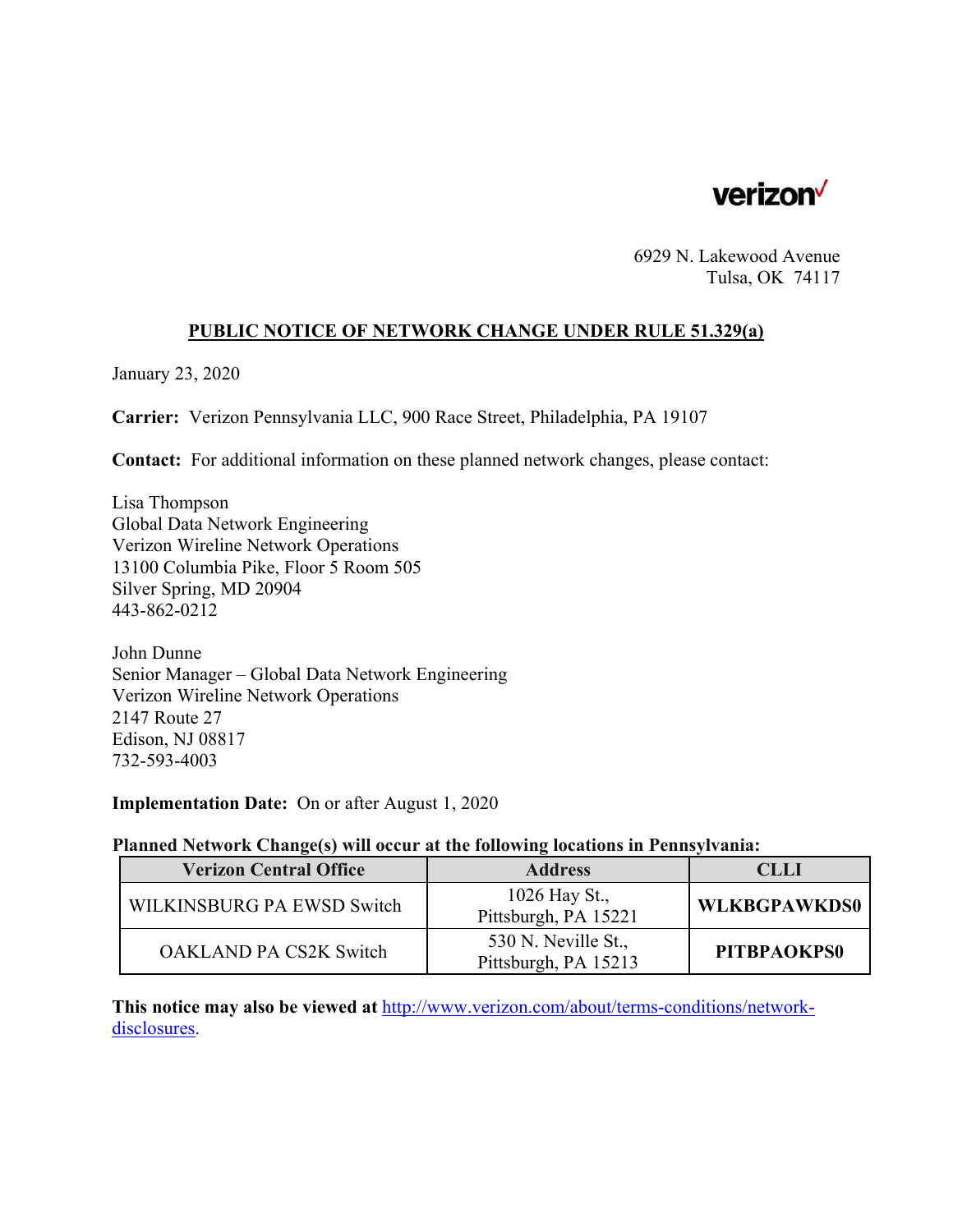verizon

6929 N. Lakewood Avenue
Tulsa, OK 74117

## PUBLIC NOTICE OF NETWORK CHANGE UNDER RULE 51.329(a)

January 23, 2020

**Carrier:** Verizon Pennsylvania LLC, 900 Race Street, Philadelphia, PA 19107

**Contact:** For additional information on these planned network changes, please contact:

Lisa Thompson
Global Data Network Engineering
Verizon Wireline Network Operations
13100 Columbia Pike, Floor 5 Room 505
Silver Spring, MD 20904
443-862-0212

John Dunne
Senior Manager – Global Data Network Engineering
Verizon Wireline Network Operations
2147 Route 27
Edison, NJ 08817
732-593-4003

**Implementation Date:** On or after August 1, 2020

**Planned Network Change(s) will occur at the following locations in Pennsylvania:**

| Verizon Central Office | Address | CLLI |
|---|---|---|
| WILKINSBURG PA EWSD Switch | 1026 Hay St., Pittsburgh, PA 15221 | **WLKBGPAWKDS0** |
| OAKLAND PA CS2K Switch | 530 N. Neville St., Pittsburgh, PA 15213 | **PITBPAOKPS0** |

**This notice may also be viewed at** http://www.verizon.com/about/terms-conditions/network-disclosures.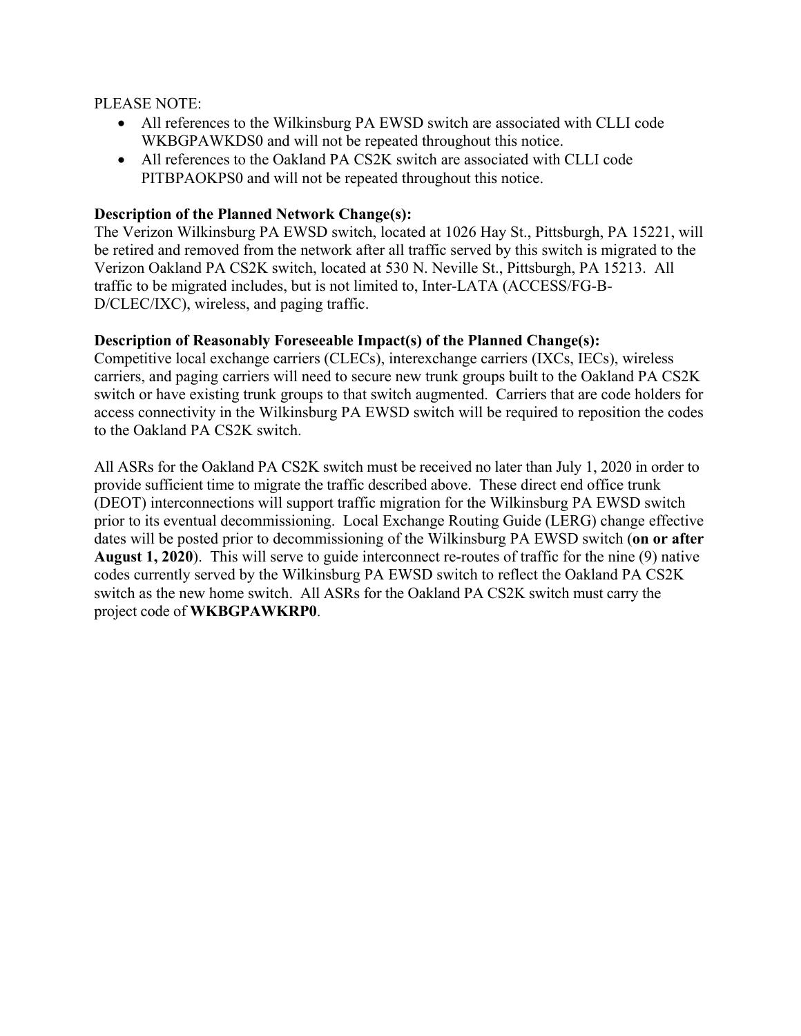PLEASE NOTE:

- All references to the Wilkinsburg PA EWSD switch are associated with CLLI code WKBGPAWKDS0 and will not be repeated throughout this notice.
- All references to the Oakland PA CS2K switch are associated with CLLI code PITBPAOKPS0 and will not be repeated throughout this notice.

**Description of the Planned Network Change(s):**
The Verizon Wilkinsburg PA EWSD switch, located at 1026 Hay St., Pittsburgh, PA 15221, will be retired and removed from the network after all traffic served by this switch is migrated to the Verizon Oakland PA CS2K switch, located at 530 N. Neville St., Pittsburgh, PA 15213. All traffic to be migrated includes, but is not limited to, Inter-LATA (ACCESS/FG-B-D/CLEC/IXC), wireless, and paging traffic.

**Description of Reasonably Foreseeable Impact(s) of the Planned Change(s):**
Competitive local exchange carriers (CLECs), interexchange carriers (IXCs, IECs), wireless carriers, and paging carriers will need to secure new trunk groups built to the Oakland PA CS2K switch or have existing trunk groups to that switch augmented. Carriers that are code holders for access connectivity in the Wilkinsburg PA EWSD switch will be required to reposition the codes to the Oakland PA CS2K switch.

All ASRs for the Oakland PA CS2K switch must be received no later than July 1, 2020 in order to provide sufficient time to migrate the traffic described above. These direct end office trunk (DEOT) interconnections will support traffic migration for the Wilkinsburg PA EWSD switch prior to its eventual decommissioning. Local Exchange Routing Guide (LERG) change effective dates will be posted prior to decommissioning of the Wilkinsburg PA EWSD switch (**on or after August 1, 2020**). This will serve to guide interconnect re-routes of traffic for the nine (9) native codes currently served by the Wilkinsburg PA EWSD switch to reflect the Oakland PA CS2K switch as the new home switch. All ASRs for the Oakland PA CS2K switch must carry the project code of **WKBGPAWKRP0**.